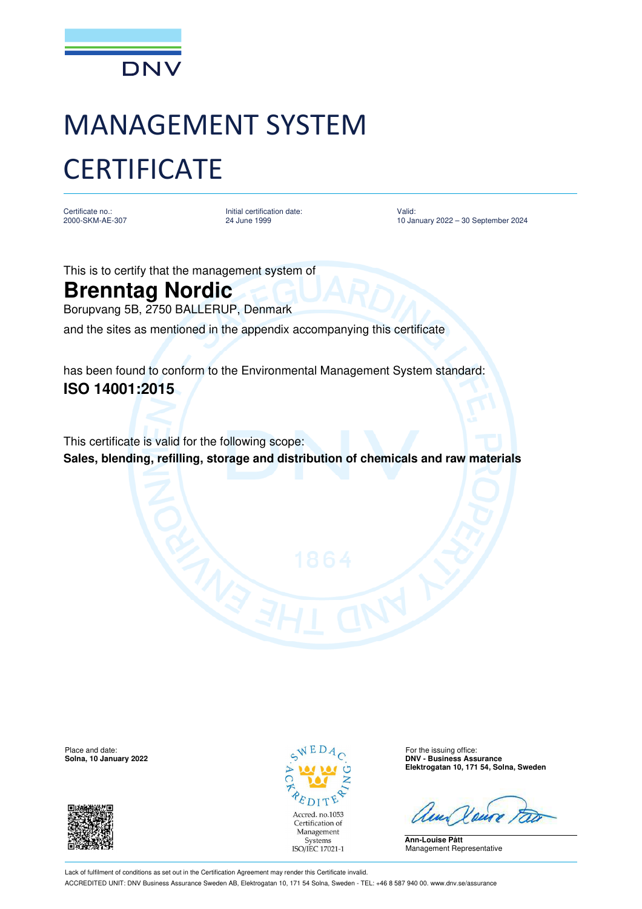DNV

# MANAGEMENT SYSTEM CERTIFICATE

| Certificate no.: | Initial certification date: | Valid: |
|---|---|---|
| 2000-SKM-AE-307 | 24 June 1999 | 10 January 2022 – 30 September 2024 |

This is to certify that the management system of

## Brenntag Nordic

Borupvang 5B, 2750 BALLERUP, Denmark

and the sites as mentioned in the appendix accompanying this certificate

has been found to conform to the Environmental Management System standard:

**ISO 14001:2015**

This certificate is valid for the following scope:

**Sales, blending, refilling, storage and distribution of chemicals and raw materials**

Place and date:
**Solna, 10 January 2022**

SWEDAC ACKREDITERING
Accred. no.1053
Certification of Management Systems
ISO/IEC 17021-1

For the issuing office:
**DNV - Business Assurance**
**Elektrogatan 10, 171 54, Solna, Sweden**

**Ann-Louise Pått**
Management Representative

Lack of fulfilment of conditions as set out in the Certification Agreement may render this Certificate invalid.

ACCREDITED UNIT: DNV Business Assurance Sweden AB, Elektrogatan 10, 171 54 Solna, Sweden - TEL: +46 8 587 940 00. www.dnv.se/assurance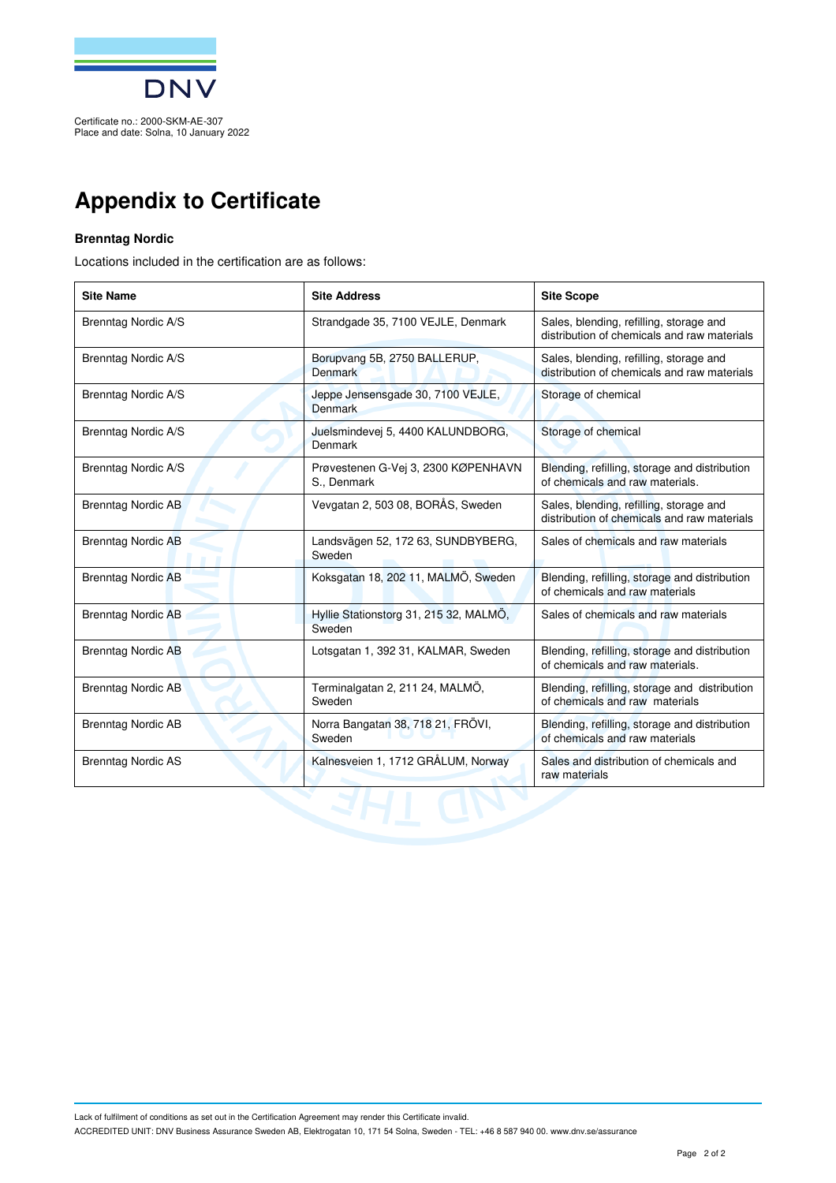Certificate no.: 2000-SKM-AE-307
Place and date: Solna, 10 January 2022

# Appendix to Certificate

**Brenntag Nordic**

Locations included in the certification are as follows:

| Site Name | Site Address | Site Scope |
|---|---|---|
| Brenntag Nordic A/S | Strandgade 35, 7100 VEJLE, Denmark | Sales, blending, refilling, storage and distribution of chemicals and raw materials |
| Brenntag Nordic A/S | Borupvang 5B, 2750 BALLERUP, Denmark | Sales, blending, refilling, storage and distribution of chemicals and raw materials |
| Brenntag Nordic A/S | Jeppe Jensensgade 30, 7100 VEJLE, Denmark | Storage of chemical |
| Brenntag Nordic A/S | Juelsmindevej 5, 4400 KALUNDBORG, Denmark | Storage of chemical |
| Brenntag Nordic A/S | Prøvestenen G-Vej 3, 2300 KØPENHAVN S., Denmark | Blending, refilling, storage and distribution of chemicals and raw materials. |
| Brenntag Nordic AB | Vevgatan 2, 503 08, BORÅS, Sweden | Sales, blending, refilling, storage and distribution of chemicals and raw materials |
| Brenntag Nordic AB | Landsvägen 52, 172 63, SUNDBYBERG, Sweden | Sales of chemicals and raw materials |
| Brenntag Nordic AB | Koksgatan 18, 202 11, MALMÖ, Sweden | Blending, refilling, storage and distribution of chemicals and raw materials |
| Brenntag Nordic AB | Hyllie Stationstorg 31, 215 32, MALMÖ, Sweden | Sales of chemicals and raw materials |
| Brenntag Nordic AB | Lotsgatan 1, 392 31, KALMAR, Sweden | Blending, refilling, storage and distribution of chemicals and raw materials. |
| Brenntag Nordic AB | Terminalgatan 2, 211 24, MALMÖ, Sweden | Blending, refilling, storage and distribution of chemicals and raw materials |
| Brenntag Nordic AB | Norra Bangatan 38, 718 21, FRÖVI, Sweden | Blending, refilling, storage and distribution of chemicals and raw materials |
| Brenntag Nordic AS | Kalnesveien 1, 1712 GRÅLUM, Norway | Sales and distribution of chemicals and raw materials |

Lack of fulfilment of conditions as set out in the Certification Agreement may render this Certificate invalid.

ACCREDITED UNIT: DNV Business Assurance Sweden AB, Elektrogatan 10, 171 54 Solna, Sweden - TEL: +46 8 587 940 00. www.dnv.se/assurance